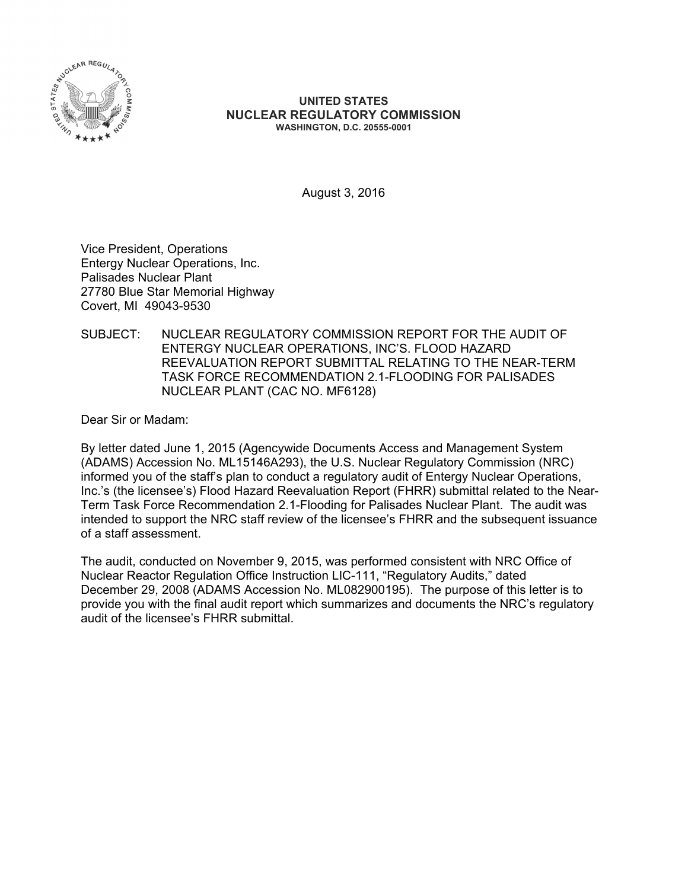**UNITED STATES**
**NUCLEAR REGULATORY COMMISSION**
**WASHINGTON, D.C. 20555-0001**

August 3, 2016

Vice President, Operations
Entergy Nuclear Operations, Inc.
Palisades Nuclear Plant
27780 Blue Star Memorial Highway
Covert, MI 49043-9530

SUBJECT: NUCLEAR REGULATORY COMMISSION REPORT FOR THE AUDIT OF ENTERGY NUCLEAR OPERATIONS, INC'S. FLOOD HAZARD REEVALUATION REPORT SUBMITTAL RELATING TO THE NEAR-TERM TASK FORCE RECOMMENDATION 2.1-FLOODING FOR PALISADES NUCLEAR PLANT (CAC NO. MF6128)

Dear Sir or Madam:

By letter dated June 1, 2015 (Agencywide Documents Access and Management System (ADAMS) Accession No. ML15146A293), the U.S. Nuclear Regulatory Commission (NRC) informed you of the staff's plan to conduct a regulatory audit of Entergy Nuclear Operations, Inc.'s (the licensee's) Flood Hazard Reevaluation Report (FHRR) submittal related to the Near-Term Task Force Recommendation 2.1-Flooding for Palisades Nuclear Plant. The audit was intended to support the NRC staff review of the licensee's FHRR and the subsequent issuance of a staff assessment.

The audit, conducted on November 9, 2015, was performed consistent with NRC Office of Nuclear Reactor Regulation Office Instruction LIC-111, "Regulatory Audits," dated December 29, 2008 (ADAMS Accession No. ML082900195). The purpose of this letter is to provide you with the final audit report which summarizes and documents the NRC's regulatory audit of the licensee's FHRR submittal.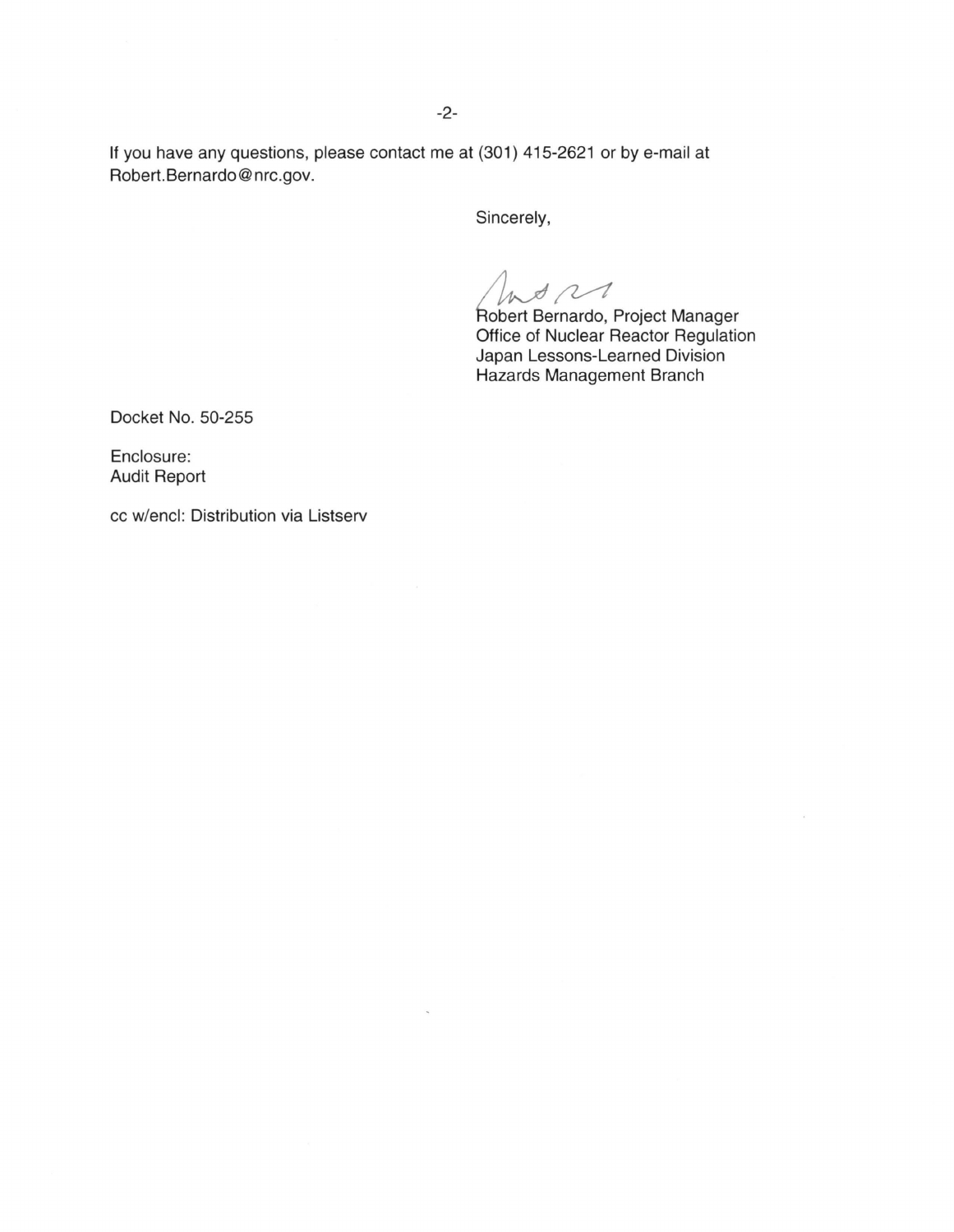If you have any questions, please contact me at (301) 415-2621 or by e-mail at Robert.Bernardo@nrc.gov.

Sincerely,

Robert Bernardo, Project Manager
Office of Nuclear Reactor Regulation
Japan Lessons-Learned Division
Hazards Management Branch

Docket No. 50-255

Enclosure:
Audit Report

cc w/encl: Distribution via Listserv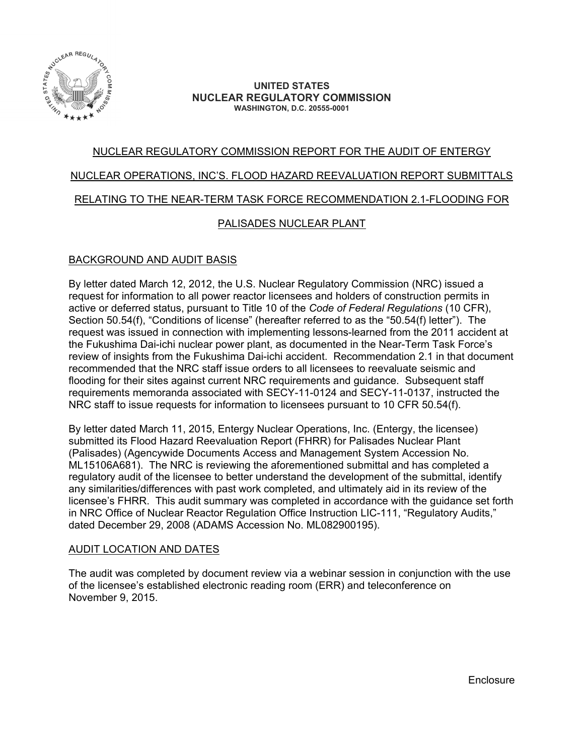**UNITED STATES**
**NUCLEAR REGULATORY COMMISSION**
**WASHINGTON, D.C. 20555-0001**

# NUCLEAR REGULATORY COMMISSION REPORT FOR THE AUDIT OF ENTERGY NUCLEAR OPERATIONS, INC'S. FLOOD HAZARD REEVALUATION REPORT SUBMITTALS RELATING TO THE NEAR-TERM TASK FORCE RECOMMENDATION 2.1-FLOODING FOR PALISADES NUCLEAR PLANT

## BACKGROUND AND AUDIT BASIS

By letter dated March 12, 2012, the U.S. Nuclear Regulatory Commission (NRC) issued a request for information to all power reactor licensees and holders of construction permits in active or deferred status, pursuant to Title 10 of the *Code of Federal Regulations* (10 CFR), Section 50.54(f), "Conditions of license" (hereafter referred to as the "50.54(f) letter"). The request was issued in connection with implementing lessons-learned from the 2011 accident at the Fukushima Dai-ichi nuclear power plant, as documented in the Near-Term Task Force's review of insights from the Fukushima Dai-ichi accident. Recommendation 2.1 in that document recommended that the NRC staff issue orders to all licensees to reevaluate seismic and flooding for their sites against current NRC requirements and guidance. Subsequent staff requirements memoranda associated with SECY-11-0124 and SECY-11-0137, instructed the NRC staff to issue requests for information to licensees pursuant to 10 CFR 50.54(f).

By letter dated March 11, 2015, Entergy Nuclear Operations, Inc. (Entergy, the licensee) submitted its Flood Hazard Reevaluation Report (FHRR) for Palisades Nuclear Plant (Palisades) (Agencywide Documents Access and Management System Accession No. ML15106A681). The NRC is reviewing the aforementioned submittal and has completed a regulatory audit of the licensee to better understand the development of the submittal, identify any similarities/differences with past work completed, and ultimately aid in its review of the licensee's FHRR. This audit summary was completed in accordance with the guidance set forth in NRC Office of Nuclear Reactor Regulation Office Instruction LIC-111, "Regulatory Audits," dated December 29, 2008 (ADAMS Accession No. ML082900195).

## AUDIT LOCATION AND DATES

The audit was completed by document review via a webinar session in conjunction with the use of the licensee's established electronic reading room (ERR) and teleconference on November 9, 2015.

Enclosure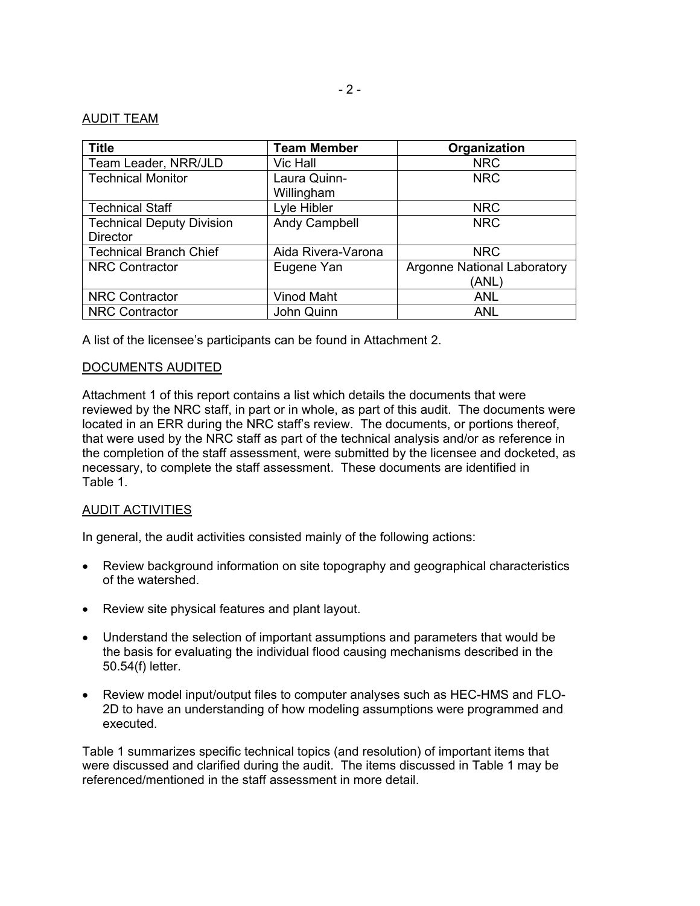AUDIT TEAM

| Title | Team Member | Organization |
|---|---|---|
| Team Leader, NRR/JLD | Vic Hall | NRC |
| Technical Monitor | Laura Quinn-Willingham | NRC |
| Technical Staff | Lyle Hibler | NRC |
| Technical Deputy Division Director | Andy Campbell | NRC |
| Technical Branch Chief | Aida Rivera-Varona | NRC |
| NRC Contractor | Eugene Yan | Argonne National Laboratory (ANL) |
| NRC Contractor | Vinod Maht | ANL |
| NRC Contractor | John Quinn | ANL |

A list of the licensee's participants can be found in Attachment 2.

DOCUMENTS AUDITED

Attachment 1 of this report contains a list which details the documents that were reviewed by the NRC staff, in part or in whole, as part of this audit. The documents were located in an ERR during the NRC staff's review. The documents, or portions thereof, that were used by the NRC staff as part of the technical analysis and/or as reference in the completion of the staff assessment, were submitted by the licensee and docketed, as necessary, to complete the staff assessment. These documents are identified in Table 1.

AUDIT ACTIVITIES

In general, the audit activities consisted mainly of the following actions:

- Review background information on site topography and geographical characteristics of the watershed.
- Review site physical features and plant layout.
- Understand the selection of important assumptions and parameters that would be the basis for evaluating the individual flood causing mechanisms described in the 50.54(f) letter.
- Review model input/output files to computer analyses such as HEC-HMS and FLO-2D to have an understanding of how modeling assumptions were programmed and executed.

Table 1 summarizes specific technical topics (and resolution) of important items that were discussed and clarified during the audit. The items discussed in Table 1 may be referenced/mentioned in the staff assessment in more detail.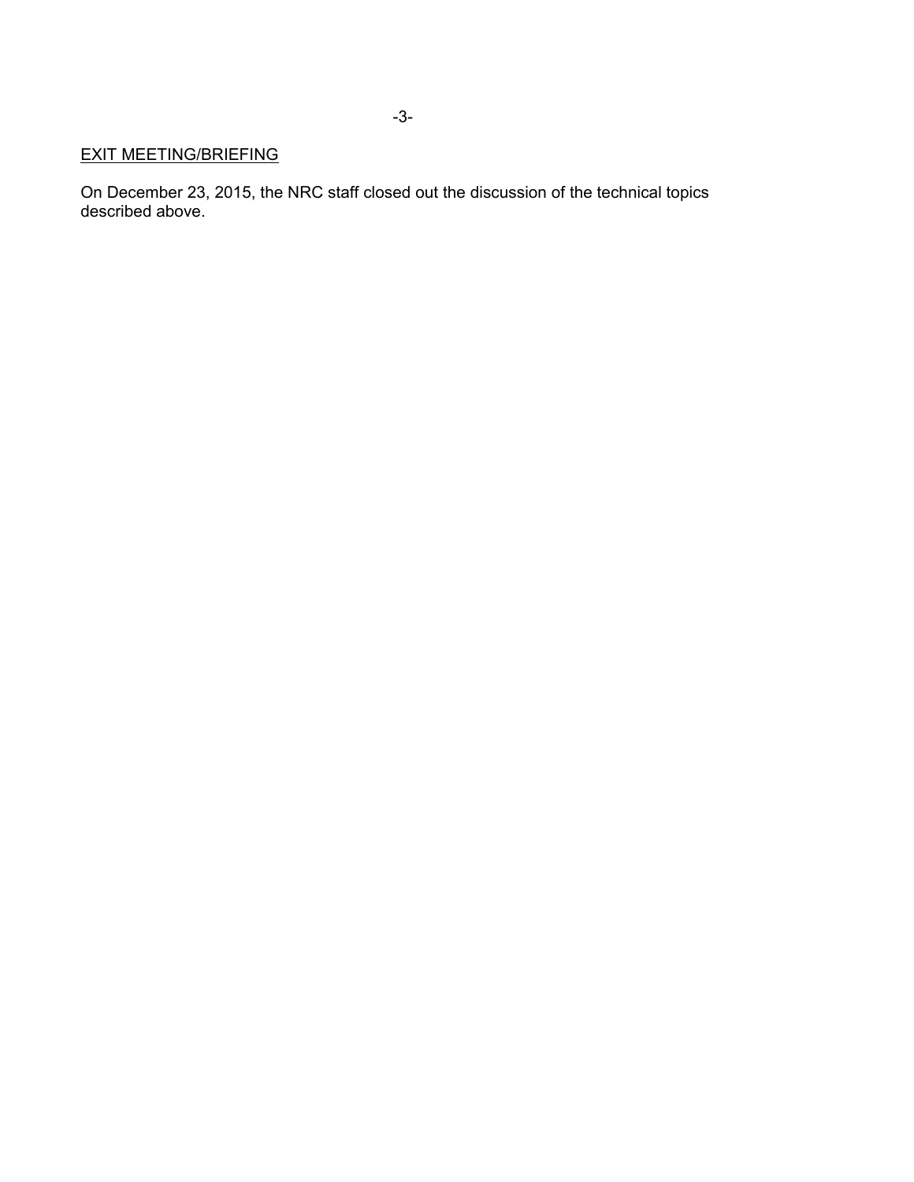## EXIT MEETING/BRIEFING

On December 23, 2015, the NRC staff closed out the discussion of the technical topics described above.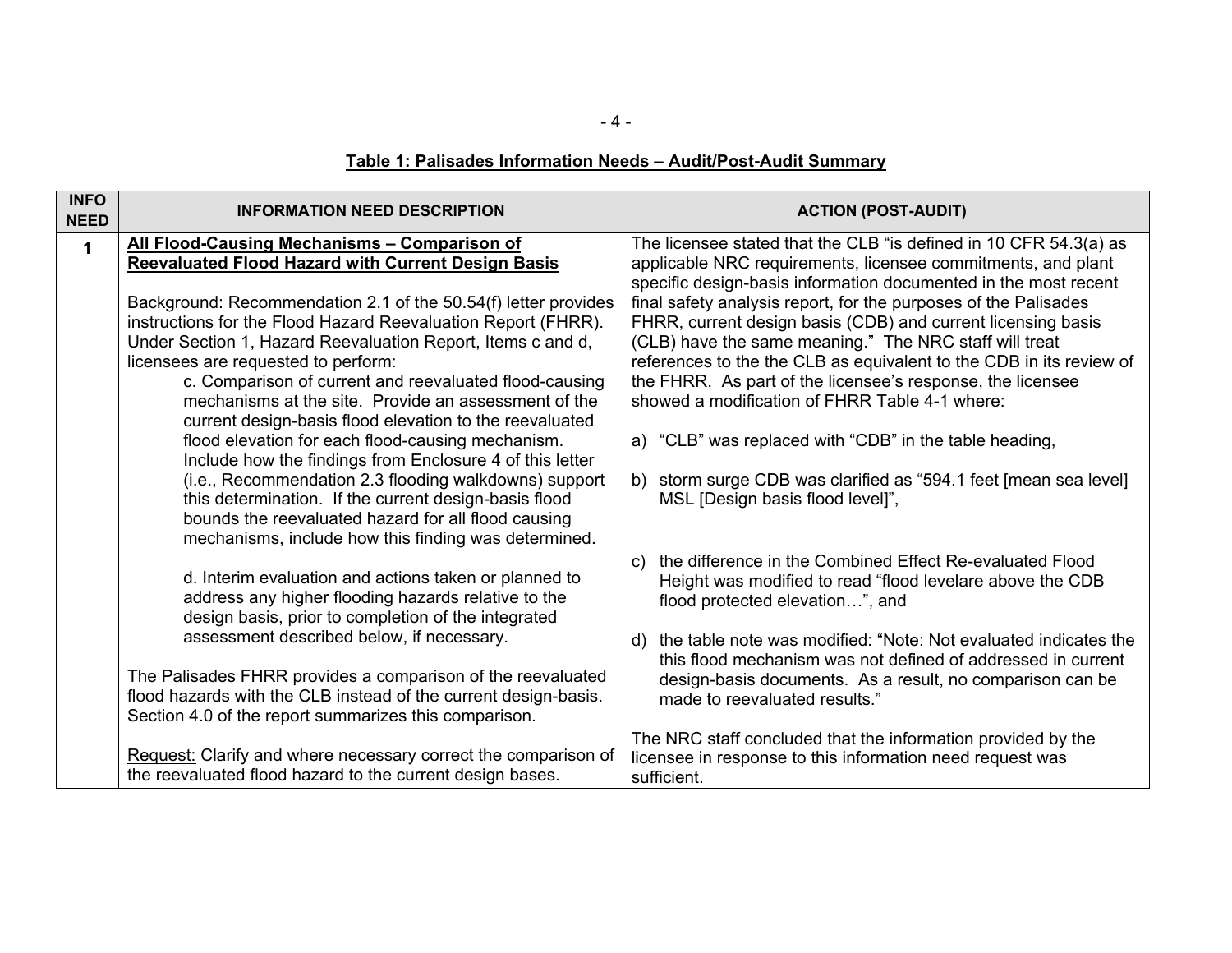**Table 1: Palisades Information Needs – Audit/Post-Audit Summary**

| INFO NEED | INFORMATION NEED DESCRIPTION | ACTION (POST-AUDIT) |
|---|---|---|
| 1 | **All Flood-Causing Mechanisms – Comparison of Reevaluated Flood Hazard with Current Design Basis**<br><br>Background: Recommendation 2.1 of the 50.54(f) letter provides instructions for the Flood Hazard Reevaluation Report (FHRR). Under Section 1, Hazard Reevaluation Report, Items c and d, licensees are requested to perform:<br>c. Comparison of current and reevaluated flood-causing mechanisms at the site. Provide an assessment of the current design-basis flood elevation to the reevaluated flood elevation for each flood-causing mechanism. Include how the findings from Enclosure 4 of this letter (i.e., Recommendation 2.3 flooding walkdowns) support this determination. If the current design-basis flood bounds the reevaluated hazard for all flood causing mechanisms, include how this finding was determined.<br><br>d. Interim evaluation and actions taken or planned to address any higher flooding hazards relative to the design basis, prior to completion of the integrated assessment described below, if necessary.<br><br>The Palisades FHRR provides a comparison of the reevaluated flood hazards with the CLB instead of the current design-basis. Section 4.0 of the report summarizes this comparison.<br><br>Request: Clarify and where necessary correct the comparison of the reevaluated flood hazard to the current design bases. | The licensee stated that the CLB "is defined in 10 CFR 54.3(a) as applicable NRC requirements, licensee commitments, and plant specific design-basis information documented in the most recent final safety analysis report, for the purposes of the Palisades FHRR, current design basis (CDB) and current licensing basis (CLB) have the same meaning." The NRC staff will treat references to the the CLB as equivalent to the CDB in its review of the FHRR. As part of the licensee's response, the licensee showed a modification of FHRR Table 4-1 where:<br><br>a) "CLB" was replaced with "CDB" in the table heading,<br><br>b) storm surge CDB was clarified as "594.1 feet [mean sea level] MSL [Design basis flood level]",<br><br>c) the difference in the Combined Effect Re-evaluated Flood Height was modified to read "flood levelare above the CDB flood protected elevation…", and<br><br>d) the table note was modified: "Note: Not evaluated indicates the this flood mechanism was not defined of addressed in current design-basis documents. As a result, no comparison can be made to reevaluated results."<br><br>The NRC staff concluded that the information provided by the licensee in response to this information need request was sufficient. |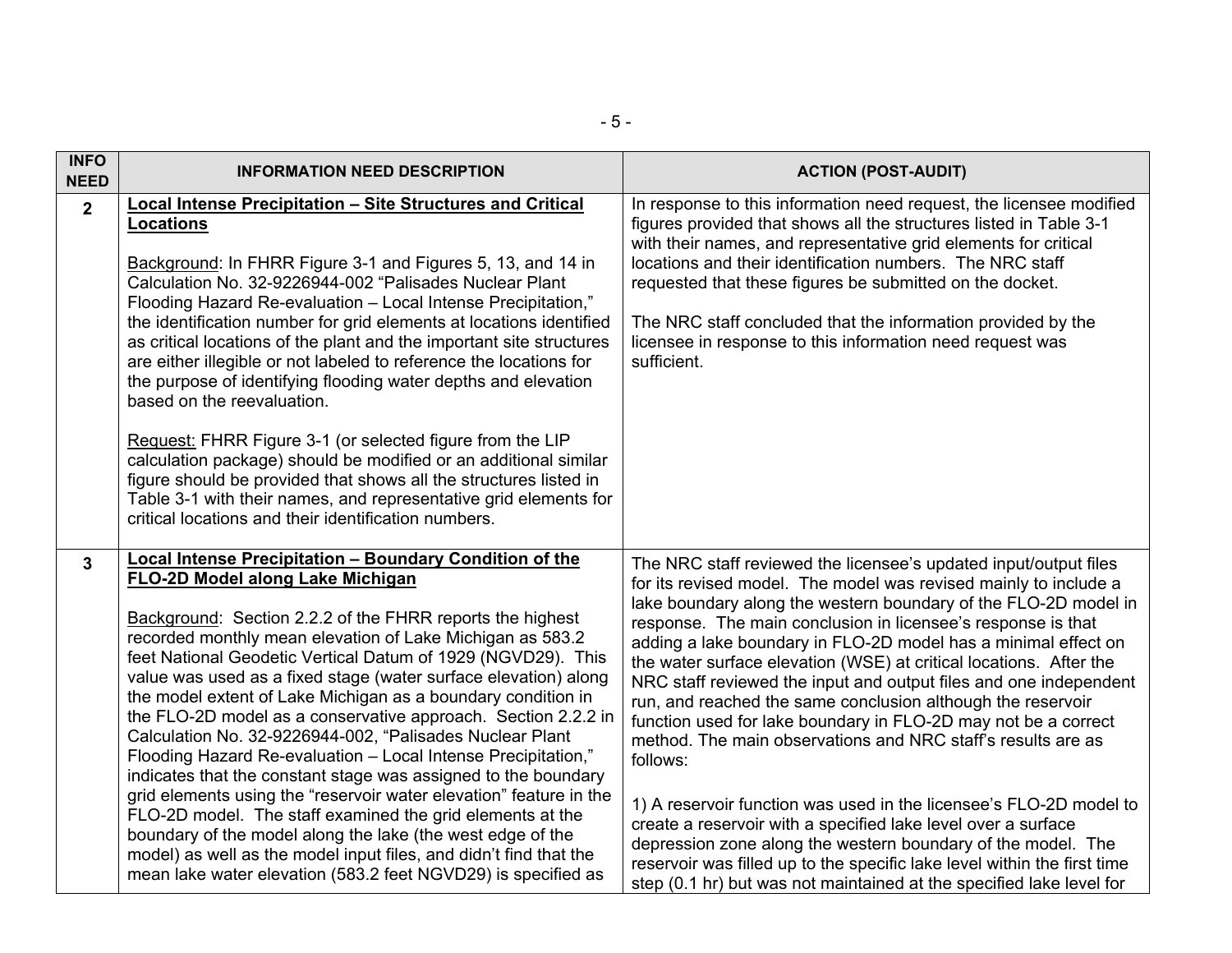| INFO NEED | INFORMATION NEED DESCRIPTION | ACTION (POST-AUDIT) |
| --- | --- | --- |
| **2** | **Local Intense Precipitation – Site Structures and Critical Locations**<br><br>Background: In FHRR Figure 3-1 and Figures 5, 13, and 14 in Calculation No. 32-9226944-002 "Palisades Nuclear Plant Flooding Hazard Re-evaluation – Local Intense Precipitation," the identification number for grid elements at locations identified as critical locations of the plant and the important site structures are either illegible or not labeled to reference the locations for the purpose of identifying flooding water depths and elevation based on the reevaluation.<br><br>Request: FHRR Figure 3-1 (or selected figure from the LIP calculation package) should be modified or an additional similar figure should be provided that shows all the structures listed in Table 3-1 with their names, and representative grid elements for critical locations and their identification numbers. | In response to this information need request, the licensee modified figures provided that shows all the structures listed in Table 3-1 with their names, and representative grid elements for critical locations and their identification numbers. The NRC staff requested that these figures be submitted on the docket.<br><br>The NRC staff concluded that the information provided by the licensee in response to this information need request was sufficient. |
| **3** | **Local Intense Precipitation – Boundary Condition of the FLO-2D Model along Lake Michigan**<br><br>Background: Section 2.2.2 of the FHRR reports the highest recorded monthly mean elevation of Lake Michigan as 583.2 feet National Geodetic Vertical Datum of 1929 (NGVD29). This value was used as a fixed stage (water surface elevation) along the model extent of Lake Michigan as a boundary condition in the FLO-2D model as a conservative approach. Section 2.2.2 in Calculation No. 32-9226944-002, "Palisades Nuclear Plant Flooding Hazard Re-evaluation – Local Intense Precipitation," indicates that the constant stage was assigned to the boundary grid elements using the "reservoir water elevation" feature in the FLO-2D model. The staff examined the grid elements at the boundary of the model along the lake (the west edge of the model) as well as the model input files, and didn't find that the mean lake water elevation (583.2 feet NGVD29) is specified as | The NRC staff reviewed the licensee's updated input/output files for its revised model. The model was revised mainly to include a lake boundary along the western boundary of the FLO-2D model in response. The main conclusion in licensee's response is that adding a lake boundary in FLO-2D model has a minimal effect on the water surface elevation (WSE) at critical locations. After the NRC staff reviewed the input and output files and one independent run, and reached the same conclusion although the reservoir function used for lake boundary in FLO-2D may not be a correct method. The main observations and NRC staff's results are as follows:<br><br>1) A reservoir function was used in the licensee's FLO-2D model to create a reservoir with a specified lake level over a surface depression zone along the western boundary of the model. The reservoir was filled up to the specific lake level within the first time step (0.1 hr) but was not maintained at the specified lake level for |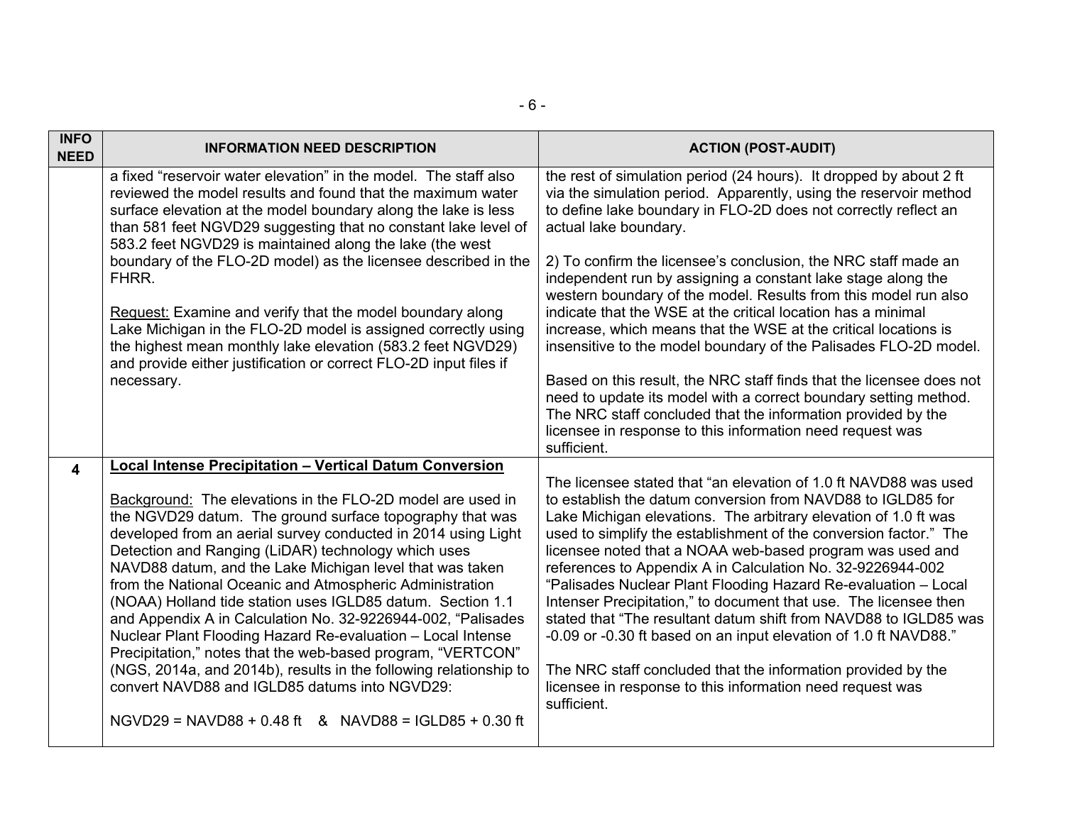| INFO NEED | INFORMATION NEED DESCRIPTION | ACTION (POST-AUDIT) |
|---|---|---|
| | a fixed "reservoir water elevation" in the model. The staff also reviewed the model results and found that the maximum water surface elevation at the model boundary along the lake is less than 581 feet NGVD29 suggesting that no constant lake level of 583.2 feet NGVD29 is maintained along the lake (the west boundary of the FLO-2D model) as the licensee described in the FHRR.<br><br>Request: Examine and verify that the model boundary along Lake Michigan in the FLO-2D model is assigned correctly using the highest mean monthly lake elevation (583.2 feet NGVD29) and provide either justification or correct FLO-2D input files if necessary. | the rest of simulation period (24 hours). It dropped by about 2 ft via the simulation period. Apparently, using the reservoir method to define lake boundary in FLO-2D does not correctly reflect an actual lake boundary.<br><br>2) To confirm the licensee's conclusion, the NRC staff made an independent run by assigning a constant lake stage along the western boundary of the model. Results from this model run also indicate that the WSE at the critical location has a minimal increase, which means that the WSE at the critical locations is insensitive to the model boundary of the Palisades FLO-2D model.<br><br>Based on this result, the NRC staff finds that the licensee does not need to update its model with a correct boundary setting method. The NRC staff concluded that the information provided by the licensee in response to this information need request was sufficient. |
| **4** | **Local Intense Precipitation – Vertical Datum Conversion**<br><br>Background: The elevations in the FLO-2D model are used in the NGVD29 datum. The ground surface topography that was developed from an aerial survey conducted in 2014 using Light Detection and Ranging (LiDAR) technology which uses NAVD88 datum, and the Lake Michigan level that was taken from the National Oceanic and Atmospheric Administration (NOAA) Holland tide station uses IGLD85 datum. Section 1.1 and Appendix A in Calculation No. 32-9226944-002, "Palisades Nuclear Plant Flooding Hazard Re-evaluation – Local Intense Precipitation," notes that the web-based program, "VERTCON" (NGS, 2014a, and 2014b), results in the following relationship to convert NAVD88 and IGLD85 datums into NGVD29:<br><br>NGVD29 = NAVD88 + 0.48 ft & NAVD88 = IGLD85 + 0.30 ft | The licensee stated that "an elevation of 1.0 ft NAVD88 was used to establish the datum conversion from NAVD88 to IGLD85 for Lake Michigan elevations. The arbitrary elevation of 1.0 ft was used to simplify the establishment of the conversion factor." The licensee noted that a NOAA web-based program was used and references to Appendix A in Calculation No. 32-9226944-002 "Palisades Nuclear Plant Flooding Hazard Re-evaluation – Local Intenser Precipitation," to document that use. The licensee then stated that "The resultant datum shift from NAVD88 to IGLD85 was -0.09 or -0.30 ft based on an input elevation of 1.0 ft NAVD88."<br><br>The NRC staff concluded that the information provided by the licensee in response to this information need request was sufficient. |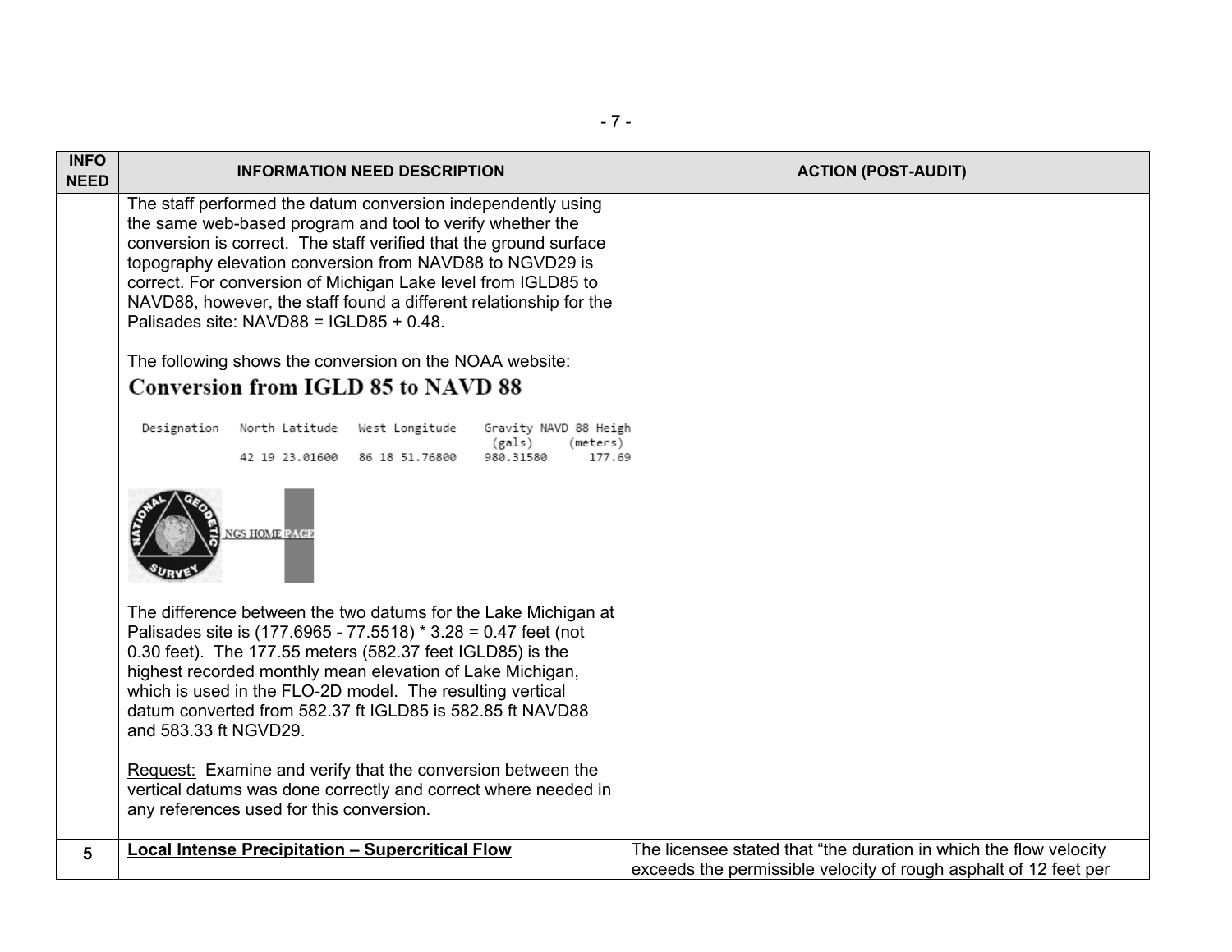| INFO NEED | INFORMATION NEED DESCRIPTION | ACTION (POST-AUDIT) |
|---|---|---|
| | The staff performed the datum conversion independently using the same web-based program and tool to verify whether the conversion is correct. The staff verified that the ground surface topography elevation conversion from NAVD88 to NGVD29 is correct. For conversion of Michigan Lake level from IGLD85 to NAVD88, however, the staff found a different relationship for the Palisades site: NAVD88 = IGLD85 + 0.48.<br><br>The following shows the conversion on the NOAA website:<br><br>**Conversion from IGLD 85 to NAVD 88**<br><br>Designation / North Latitude: 42 19 23.01600 / West Longitude: 86 18 51.76800 / Gravity (gals): 980.31580 / NAVD 88 Heigh (meters): 177.69<br><br>NGS HOME PAGE<br><br>The difference between the two datums for the Lake Michigan at Palisades site is (177.6965 - 77.5518) * 3.28 = 0.47 feet (not 0.30 feet). The 177.55 meters (582.37 feet IGLD85) is the highest recorded monthly mean elevation of Lake Michigan, which is used in the FLO-2D model. The resulting vertical datum converted from 582.37 ft IGLD85 is 582.85 ft NAVD88 and 583.33 ft NGVD29.<br><br><u>Request:</u> Examine and verify that the conversion between the vertical datums was done correctly and correct where needed in any references used for this conversion. | |
| **5** | **<u>Local Intense Precipitation – Supercritical Flow</u>** | The licensee stated that "the duration in which the flow velocity exceeds the permissible velocity of rough asphalt of 12 feet per |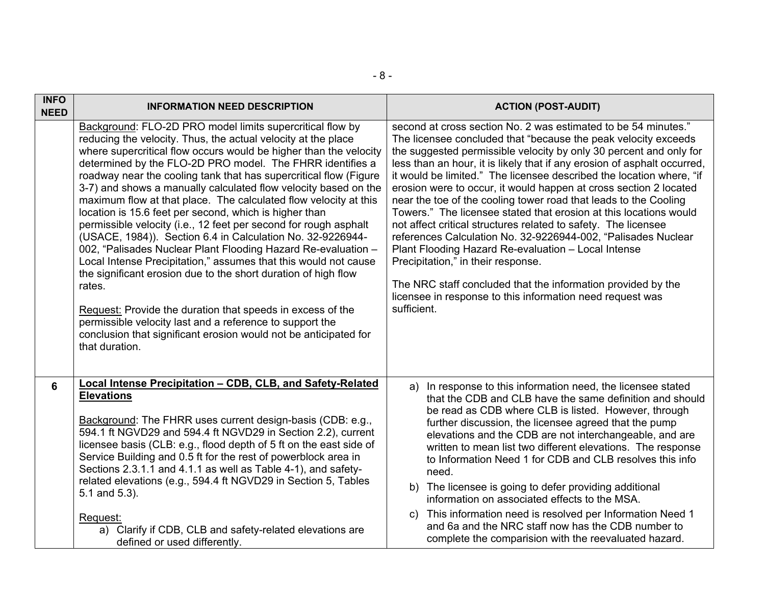| INFO NEED | INFORMATION NEED DESCRIPTION | ACTION (POST-AUDIT) |
|---|---|---|
| | Background: FLO-2D PRO model limits supercritical flow by reducing the velocity. Thus, the actual velocity at the place where supercritical flow occurs would be higher than the velocity determined by the FLO-2D PRO model. The FHRR identifies a roadway near the cooling tank that has supercritical flow (Figure 3-7) and shows a manually calculated flow velocity based on the maximum flow at that place. The calculated flow velocity at this location is 15.6 feet per second, which is higher than permissible velocity (i.e., 12 feet per second for rough asphalt (USACE, 1984)). Section 6.4 in Calculation No. 32-9226944-002, "Palisades Nuclear Plant Flooding Hazard Re-evaluation – Local Intense Precipitation," assumes that this would not cause the significant erosion due to the short duration of high flow rates.<br><br>Request: Provide the duration that speeds in excess of the permissible velocity last and a reference to support the conclusion that significant erosion would not be anticipated for that duration. | second at cross section No. 2 was estimated to be 54 minutes." The licensee concluded that "because the peak velocity exceeds the suggested permissible velocity by only 30 percent and only for less than an hour, it is likely that if any erosion of asphalt occurred, it would be limited." The licensee described the location where, "if erosion were to occur, it would happen at cross section 2 located near the toe of the cooling tower road that leads to the Cooling Towers." The licensee stated that erosion at this locations would not affect critical structures related to safety. The licensee references Calculation No. 32-9226944-002, "Palisades Nuclear Plant Flooding Hazard Re-evaluation – Local Intense Precipitation," in their response.<br><br>The NRC staff concluded that the information provided by the licensee in response to this information need request was sufficient. |
| 6 | **Local Intense Precipitation – CDB, CLB, and Safety-Related Elevations**<br><br>Background: The FHRR uses current design-basis (CDB: e.g., 594.1 ft NGVD29 and 594.4 ft NGVD29 in Section 2.2), current licensee basis (CLB: e.g., flood depth of 5 ft on the east side of Service Building and 0.5 ft for the rest of powerblock area in Sections 2.3.1.1 and 4.1.1 as well as Table 4-1), and safety-related elevations (e.g., 594.4 ft NGVD29 in Section 5, Tables 5.1 and 5.3).<br><br>Request:<br>a) Clarify if CDB, CLB and safety-related elevations are defined or used differently. | a) In response to this information need, the licensee stated that the CDB and CLB have the same definition and should be read as CDB where CLB is listed. However, through further discussion, the licensee agreed that the pump elevations and the CDB are not interchangeable, and are written to mean list two different elevations. The response to Information Need 1 for CDB and CLB resolves this info need.<br>b) The licensee is going to defer providing additional information on associated effects to the MSA.<br>c) This information need is resolved per Information Need 1 and 6a and the NRC staff now has the CDB number to complete the comparision with the reevaluated hazard. |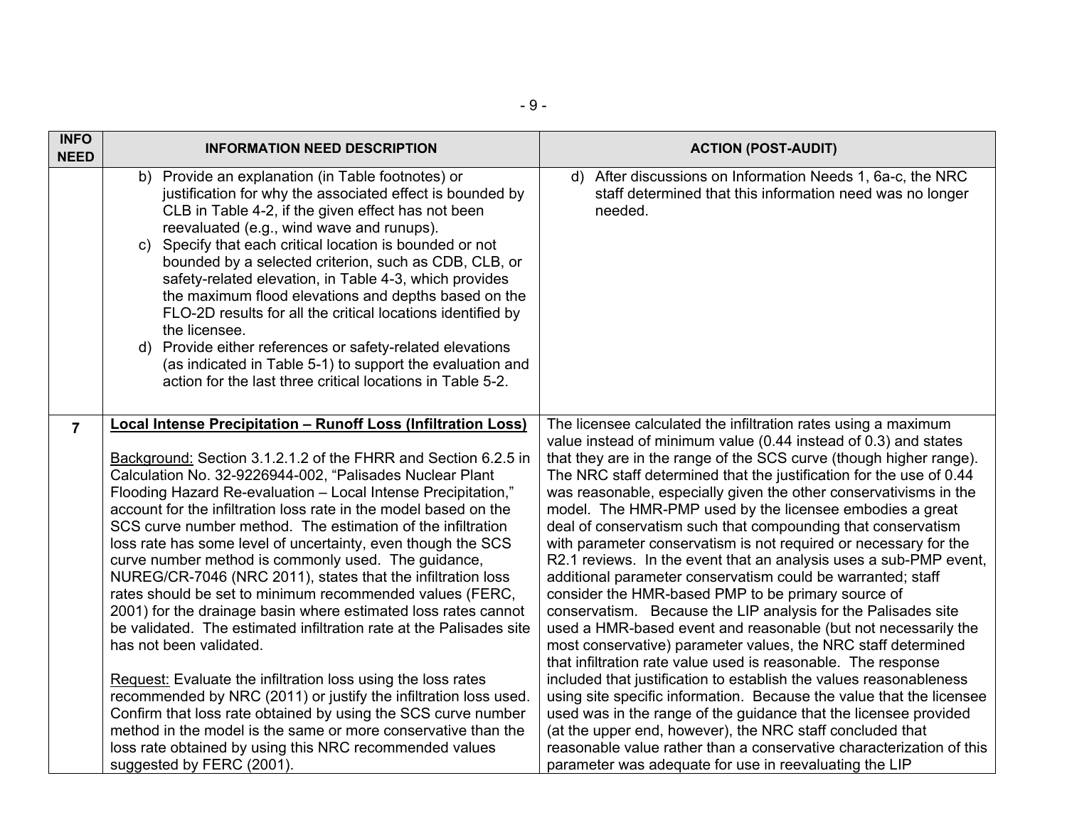| INFO NEED | INFORMATION NEED DESCRIPTION | ACTION (POST-AUDIT) |
|---|---|---|
| | b) Provide an explanation (in Table footnotes) or justification for why the associated effect is bounded by CLB in Table 4-2, if the given effect has not been reevaluated (e.g., wind wave and runups).<br>c) Specify that each critical location is bounded or not bounded by a selected criterion, such as CDB, CLB, or safety-related elevation, in Table 4-3, which provides the maximum flood elevations and depths based on the FLO-2D results for all the critical locations identified by the licensee.<br>d) Provide either references or safety-related elevations (as indicated in Table 5-1) to support the evaluation and action for the last three critical locations in Table 5-2. | d) After discussions on Information Needs 1, 6a-c, the NRC staff determined that this information need was no longer needed. |
| **7** | <u>**Local Intense Precipitation – Runoff Loss (Infiltration Loss)**</u><br><br><u>Background:</u> Section 3.1.2.1.2 of the FHRR and Section 6.2.5 in Calculation No. 32-9226944-002, "Palisades Nuclear Plant Flooding Hazard Re-evaluation – Local Intense Precipitation," account for the infiltration loss rate in the model based on the SCS curve number method. The estimation of the infiltration loss rate has some level of uncertainty, even though the SCS curve number method is commonly used. The guidance, NUREG/CR-7046 (NRC 2011), states that the infiltration loss rates should be set to minimum recommended values (FERC, 2001) for the drainage basin where estimated loss rates cannot be validated. The estimated infiltration rate at the Palisades site has not been validated.<br><br><u>Request:</u> Evaluate the infiltration loss using the loss rates recommended by NRC (2011) or justify the infiltration loss used. Confirm that loss rate obtained by using the SCS curve number method in the model is the same or more conservative than the loss rate obtained by using this NRC recommended values suggested by FERC (2001). | The licensee calculated the infiltration rates using a maximum value instead of minimum value (0.44 instead of 0.3) and states that they are in the range of the SCS curve (though higher range). The NRC staff determined that the justification for the use of 0.44 was reasonable, especially given the other conservativisms in the model. The HMR-PMP used by the licensee embodies a great deal of conservatism such that compounding that conservatism with parameter conservatism is not required or necessary for the R2.1 reviews. In the event that an analysis uses a sub-PMP event, additional parameter conservatism could be warranted; staff consider the HMR-based PMP to be primary source of conservatism. Because the LIP analysis for the Palisades site used a HMR-based event and reasonable (but not necessarily the most conservative) parameter values, the NRC staff determined that infiltration rate value used is reasonable. The response included that justification to establish the values reasonableness using site specific information. Because the value that the licensee used was in the range of the guidance that the licensee provided (at the upper end, however), the NRC staff concluded that reasonable value rather than a conservative characterization of this parameter was adequate for use in reevaluating the LIP |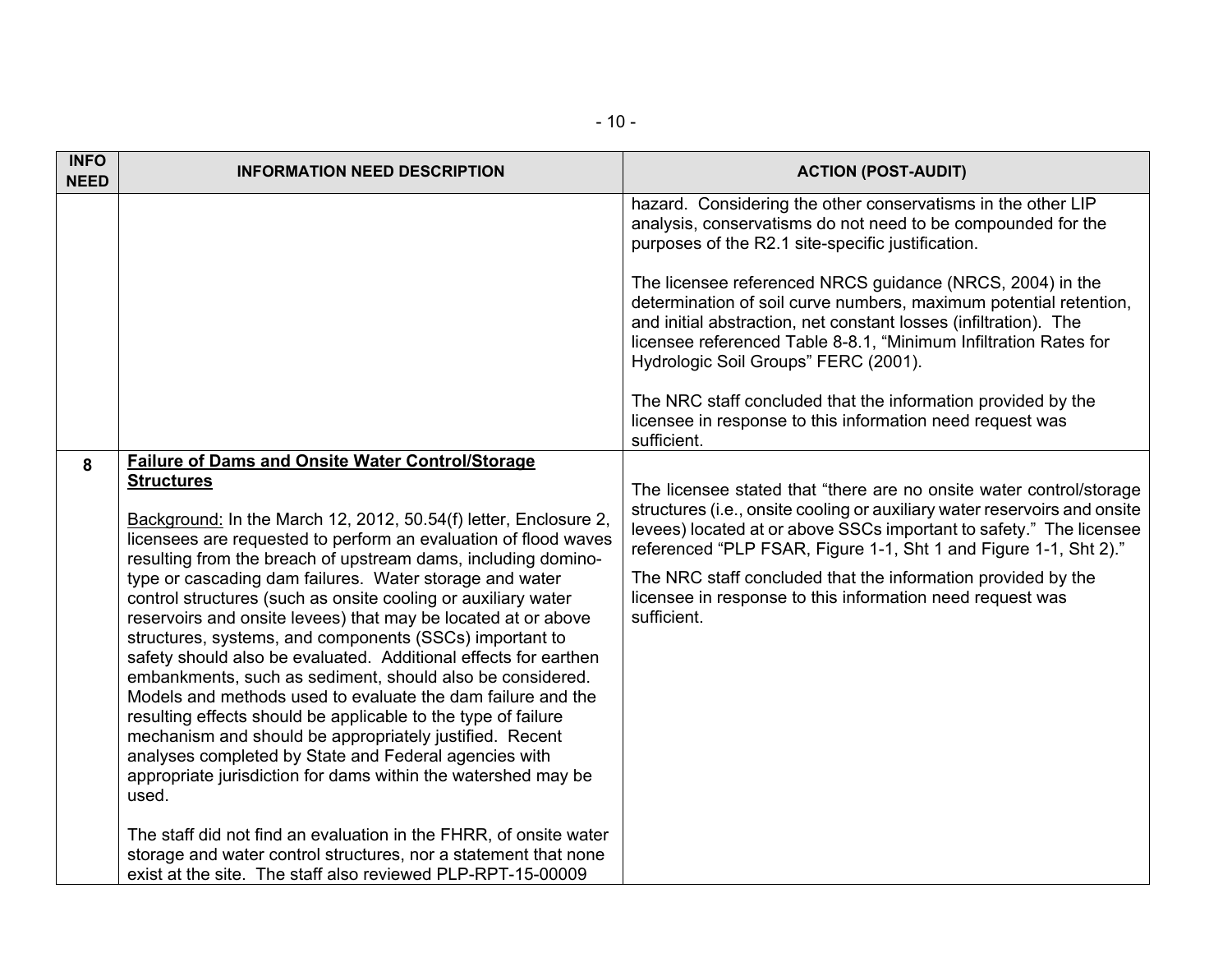| INFO NEED | INFORMATION NEED DESCRIPTION | ACTION (POST-AUDIT) |
|---|---|---|
| | | hazard. Considering the other conservatisms in the other LIP analysis, conservatisms do not need to be compounded for the purposes of the R2.1 site-specific justification.<br><br>The licensee referenced NRCS guidance (NRCS, 2004) in the determination of soil curve numbers, maximum potential retention, and initial abstraction, net constant losses (infiltration). The licensee referenced Table 8-8.1, "Minimum Infiltration Rates for Hydrologic Soil Groups" FERC (2001).<br><br>The NRC staff concluded that the information provided by the licensee in response to this information need request was sufficient. |
| 8 | **<u>Failure of Dams and Onsite Water Control/Storage Structures</u>**<br><br><u>Background:</u> In the March 12, 2012, 50.54(f) letter, Enclosure 2, licensees are requested to perform an evaluation of flood waves resulting from the breach of upstream dams, including domino-type or cascading dam failures. Water storage and water control structures (such as onsite cooling or auxiliary water reservoirs and onsite levees) that may be located at or above structures, systems, and components (SSCs) important to safety should also be evaluated. Additional effects for earthen embankments, such as sediment, should also be considered. Models and methods used to evaluate the dam failure and the resulting effects should be applicable to the type of failure mechanism and should be appropriately justified. Recent analyses completed by State and Federal agencies with appropriate jurisdiction for dams within the watershed may be used.<br><br>The staff did not find an evaluation in the FHRR, of onsite water storage and water control structures, nor a statement that none exist at the site. The staff also reviewed PLP-RPT-15-00009 | The licensee stated that "there are no onsite water control/storage structures (i.e., onsite cooling or auxiliary water reservoirs and onsite levees) located at or above SSCs important to safety." The licensee referenced "PLP FSAR, Figure 1-1, Sht 1 and Figure 1-1, Sht 2)."<br><br>The NRC staff concluded that the information provided by the licensee in response to this information need request was sufficient. |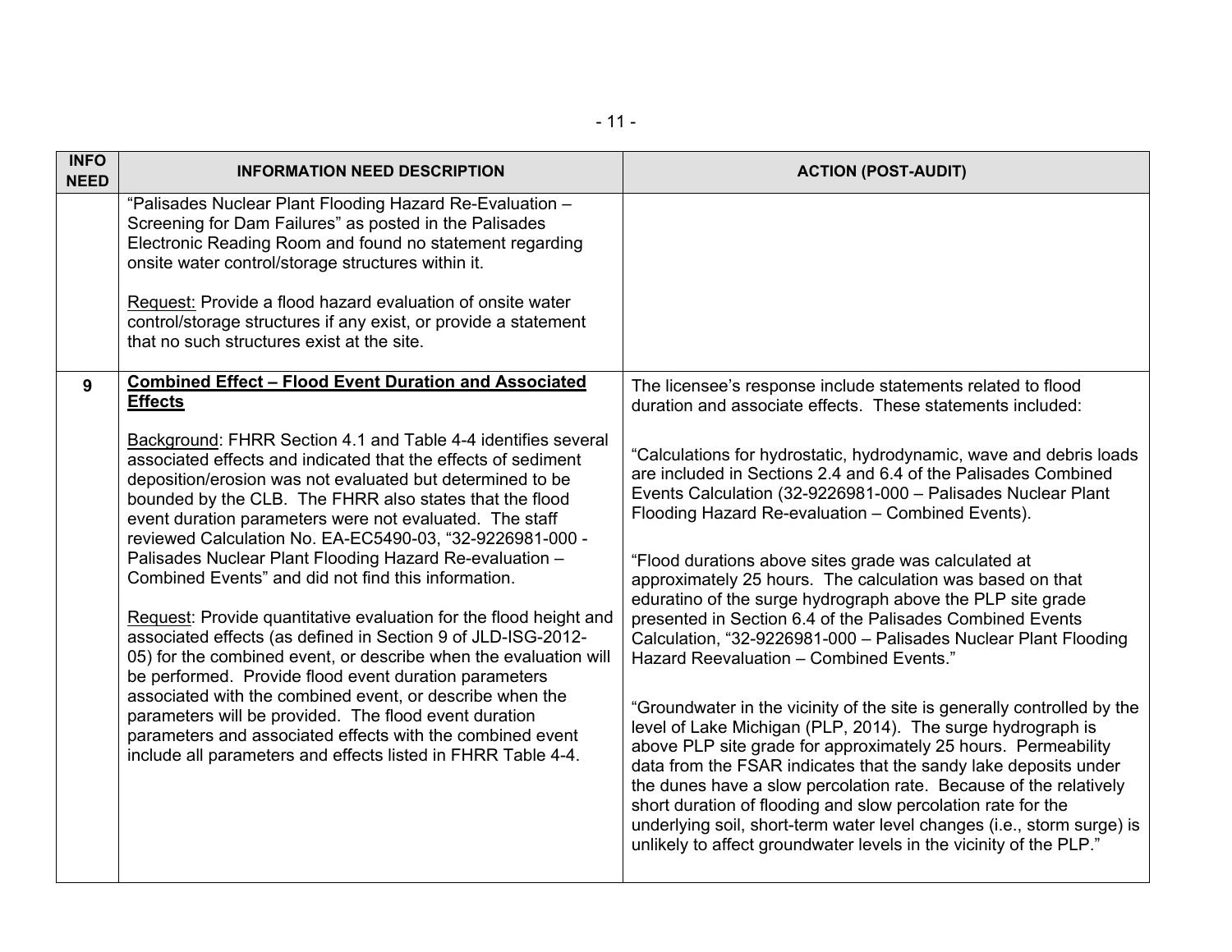| INFO NEED | INFORMATION NEED DESCRIPTION | ACTION (POST-AUDIT) |
|---|---|---|
| | "Palisades Nuclear Plant Flooding Hazard Re-Evaluation – Screening for Dam Failures" as posted in the Palisades Electronic Reading Room and found no statement regarding onsite water control/storage structures within it.<br><br>Request: Provide a flood hazard evaluation of onsite water control/storage structures if any exist, or provide a statement that no such structures exist at the site. | |
| 9 | **Combined Effect – Flood Event Duration and Associated Effects**<br><br>Background: FHRR Section 4.1 and Table 4-4 identifies several associated effects and indicated that the effects of sediment deposition/erosion was not evaluated but determined to be bounded by the CLB. The FHRR also states that the flood event duration parameters were not evaluated. The staff reviewed Calculation No. EA-EC5490-03, "32-9226981-000 - Palisades Nuclear Plant Flooding Hazard Re-evaluation – Combined Events" and did not find this information.<br><br>Request: Provide quantitative evaluation for the flood height and associated effects (as defined in Section 9 of JLD-ISG-2012-05) for the combined event, or describe when the evaluation will be performed. Provide flood event duration parameters associated with the combined event, or describe when the parameters will be provided. The flood event duration parameters and associated effects with the combined event include all parameters and effects listed in FHRR Table 4-4. | The licensee's response include statements related to flood duration and associate effects. These statements included:<br><br>"Calculations for hydrostatic, hydrodynamic, wave and debris loads are included in Sections 2.4 and 6.4 of the Palisades Combined Events Calculation (32-9226981-000 – Palisades Nuclear Plant Flooding Hazard Re-evaluation – Combined Events).<br><br>"Flood durations above sites grade was calculated at approximately 25 hours. The calculation was based on that eduratino of the surge hydrograph above the PLP site grade presented in Section 6.4 of the Palisades Combined Events Calculation, "32-9226981-000 – Palisades Nuclear Plant Flooding Hazard Reevaluation – Combined Events."<br><br>"Groundwater in the vicinity of the site is generally controlled by the level of Lake Michigan (PLP, 2014). The surge hydrograph is above PLP site grade for approximately 25 hours. Permeability data from the FSAR indicates that the sandy lake deposits under the dunes have a slow percolation rate. Because of the relatively short duration of flooding and slow percolation rate for the underlying soil, short-term water level changes (i.e., storm surge) is unlikely to affect groundwater levels in the vicinity of the PLP." |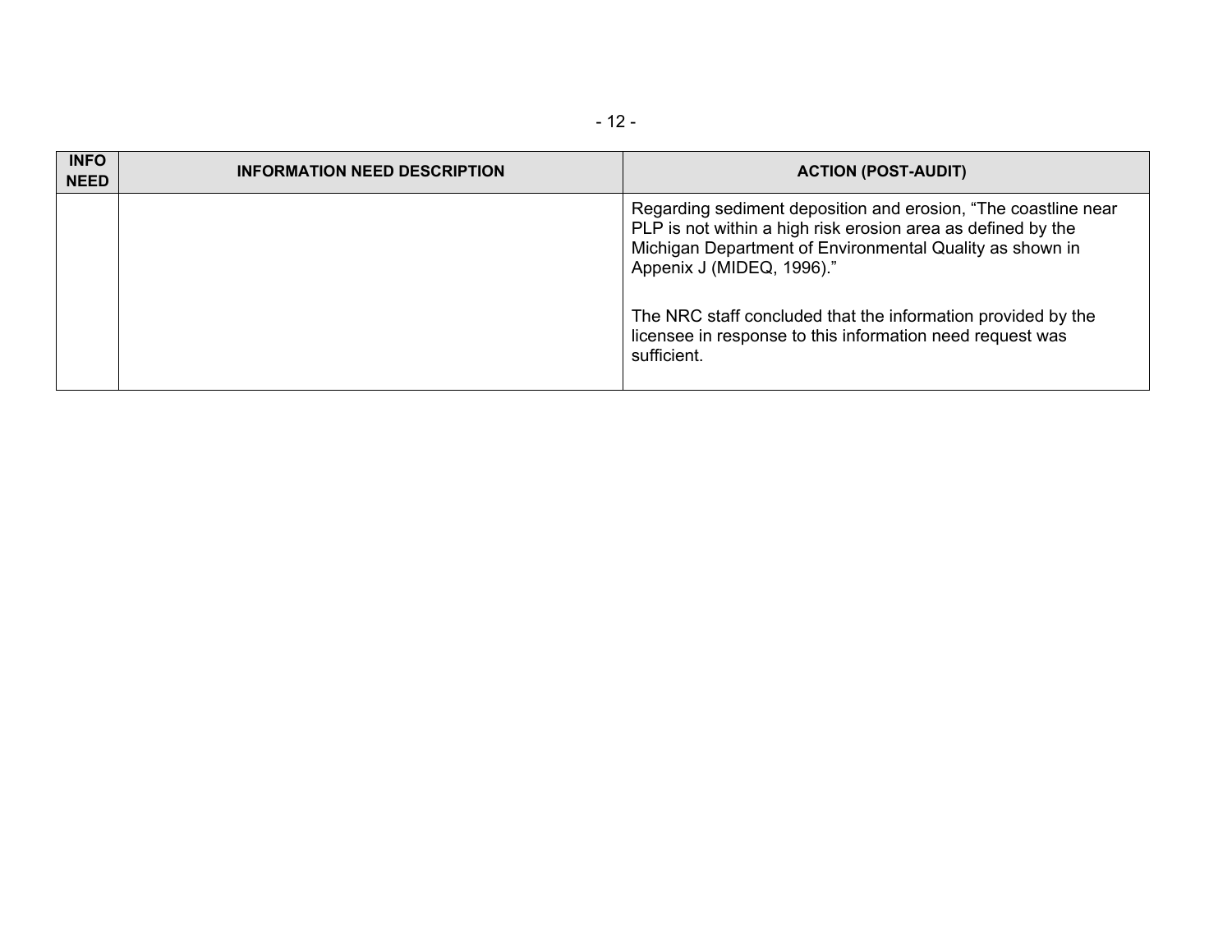| INFO NEED | INFORMATION NEED DESCRIPTION | ACTION (POST-AUDIT) |
| --- | --- | --- |
| | | Regarding sediment deposition and erosion, “The coastline near PLP is not within a high risk erosion area as defined by the Michigan Department of Environmental Quality as shown in Appenix J (MIDEQ, 1996).”<br><br>The NRC staff concluded that the information provided by the licensee in response to this information need request was sufficient. |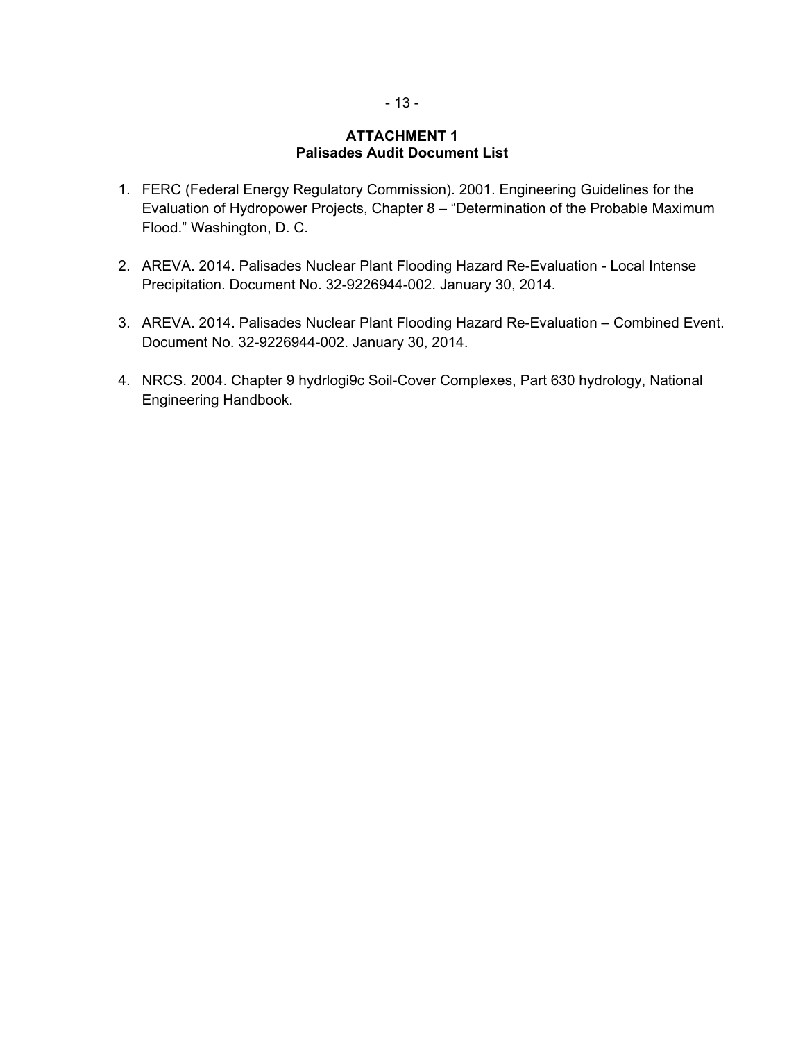# ATTACHMENT 1
## Palisades Audit Document List

1. FERC (Federal Energy Regulatory Commission). 2001. Engineering Guidelines for the Evaluation of Hydropower Projects, Chapter 8 – "Determination of the Probable Maximum Flood." Washington, D. C.

2. AREVA. 2014. Palisades Nuclear Plant Flooding Hazard Re-Evaluation - Local Intense Precipitation. Document No. 32-9226944-002. January 30, 2014.

3. AREVA. 2014. Palisades Nuclear Plant Flooding Hazard Re-Evaluation – Combined Event. Document No. 32-9226944-002. January 30, 2014.

4. NRCS. 2004. Chapter 9 hydrlogi9c Soil-Cover Complexes, Part 630 hydrology, National Engineering Handbook.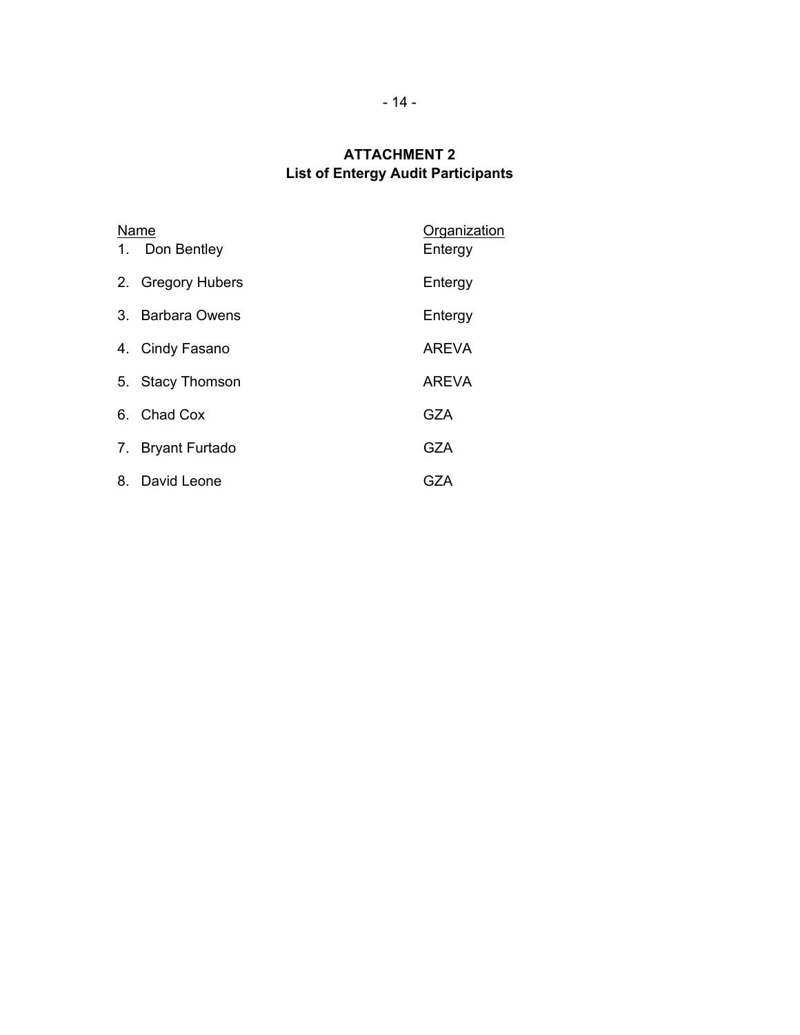## ATTACHMENT 2
## List of Entergy Audit Participants

| Name | Organization |
|---|---|
| 1. Don Bentley | Entergy |
| 2. Gregory Hubers | Entergy |
| 3. Barbara Owens | Entergy |
| 4. Cindy Fasano | AREVA |
| 5. Stacy Thomson | AREVA |
| 6. Chad Cox | GZA |
| 7. Bryant Furtado | GZA |
| 8. David Leone | GZA |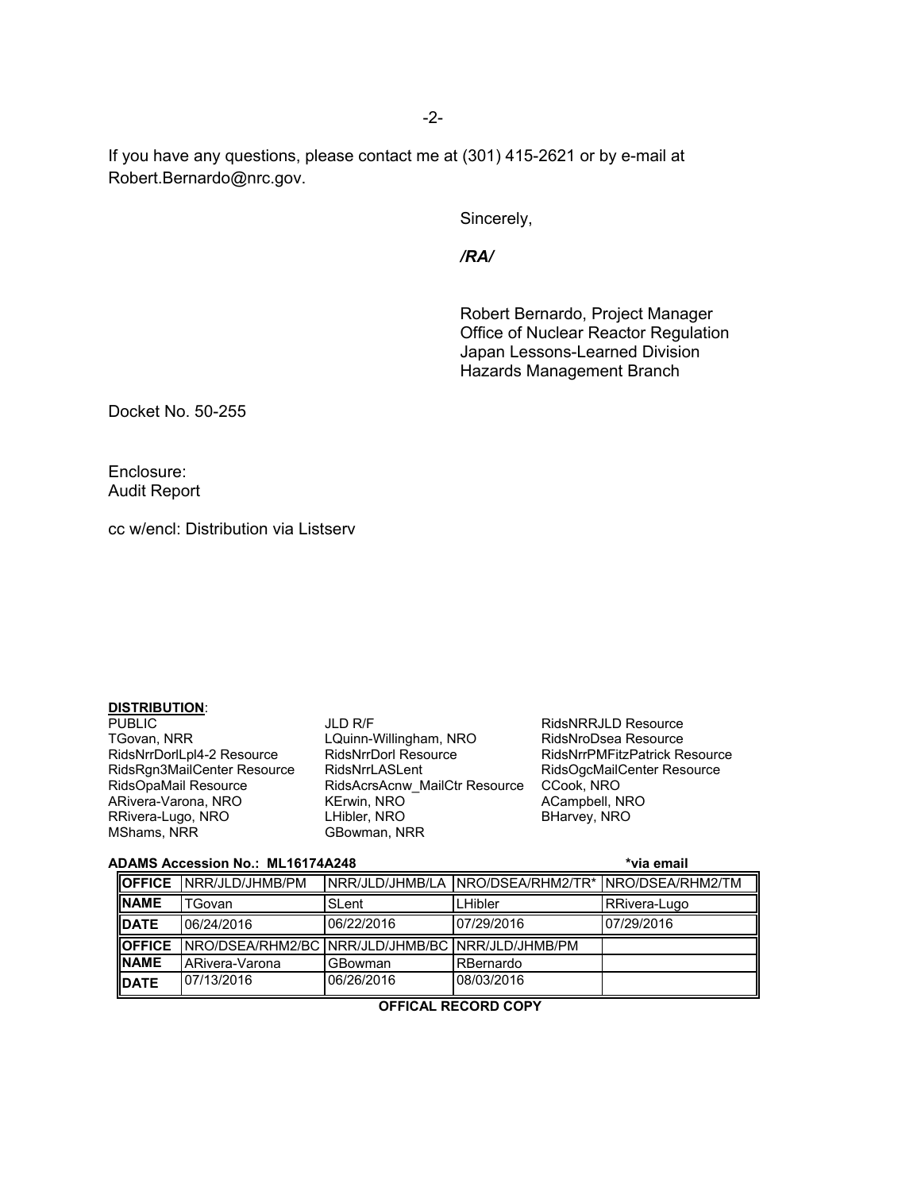If you have any questions, please contact me at (301) 415-2621 or by e-mail at Robert.Bernardo@nrc.gov.

Sincerely,

*/RA/*

Robert Bernardo, Project Manager
Office of Nuclear Reactor Regulation
Japan Lessons-Learned Division
Hazards Management Branch

Docket No. 50-255

Enclosure:
Audit Report

cc w/encl: Distribution via Listserv

**DISTRIBUTION**:

PUBLIC
TGovan, NRR
RidsNrrDorlLpl4-2 Resource
RidsRgn3MailCenter Resource
RidsOpaMail Resource
ARivera-Varona, NRO
RRivera-Lugo, NRO
MShams, NRR
JLD R/F
LQuinn-Willingham, NRO
RidsNrrDorl Resource
RidsNrrLASLent
RidsAcrsAcnw_MailCtr Resource
KErwin, NRO
LHibler, NRO
GBowman, NRR
RidsNRRJLD Resource
RidsNroDsea Resource
RidsNrrPMFitzPatrick Resource
RidsOgcMailCenter Resource
CCook, NRO
ACampbell, NRO
BHarvey, NRO

**ADAMS Accession No.: ML16174A248** **\*via email**

| | | | | |
|---|---|---|---|---|
| **OFFICE** | NRR/JLD/JHMB/PM | NRR/JLD/JHMB/LA | NRO/DSEA/RHM2/TR* | NRO/DSEA/RHM2/TM |
| **NAME** | TGovan | SLent | LHibler | RRivera-Lugo |
| **DATE** | 06/24/2016 | 06/22/2016 | 07/29/2016 | 07/29/2016 |
| **OFFICE** | NRO/DSEA/RHM2/BC | NRR/JLD/JHMB/BC | NRR/JLD/JHMB/PM | |
| **NAME** | ARivera-Varona | GBowman | RBernardo | |
| **DATE** | 07/13/2016 | 06/26/2016 | 08/03/2016 | |

**OFFICAL RECORD COPY**